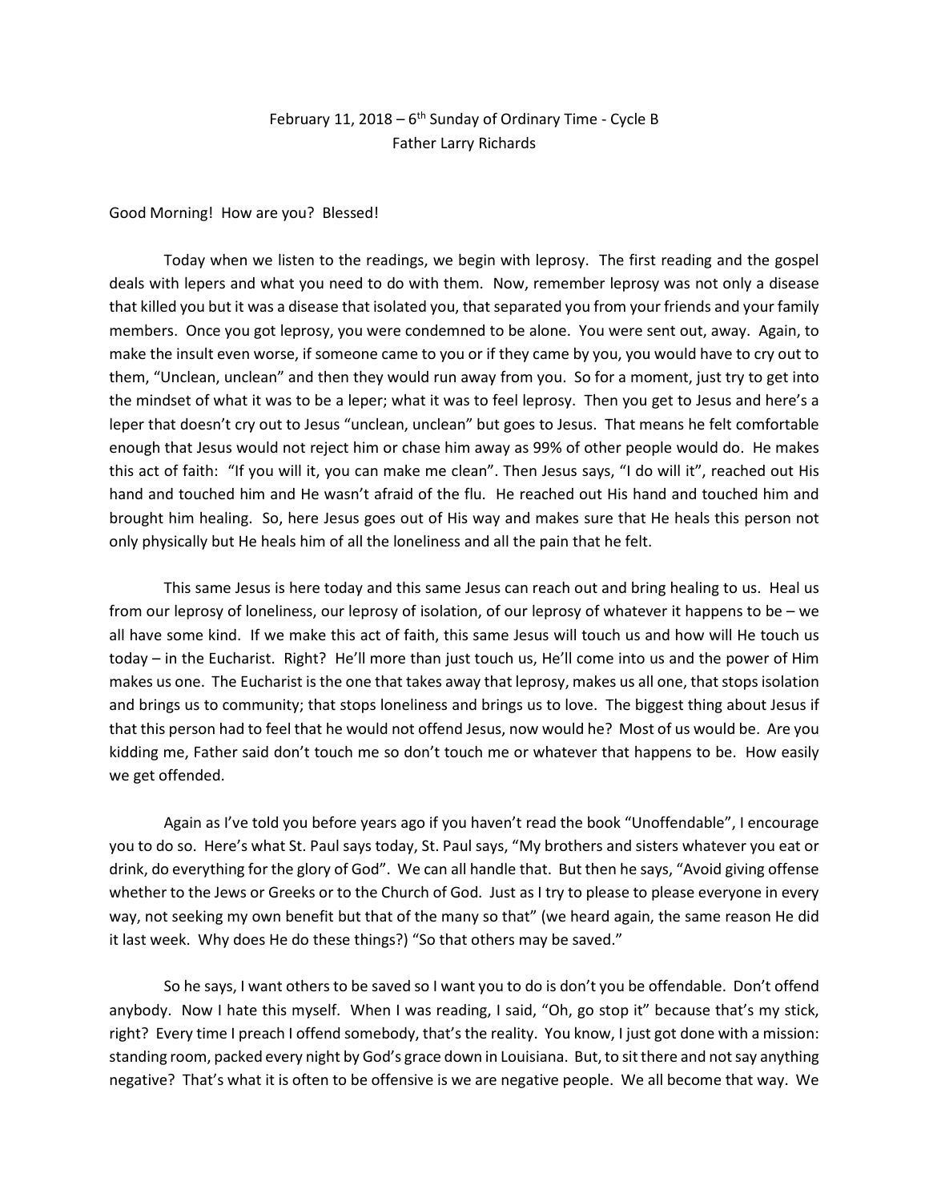February 11, 2018 – 6th Sunday of Ordinary Time - Cycle B
Father Larry Richards

Good Morning! How are you? Blessed!

Today when we listen to the readings, we begin with leprosy. The first reading and the gospel deals with lepers and what you need to do with them. Now, remember leprosy was not only a disease that killed you but it was a disease that isolated you, that separated you from your friends and your family members. Once you got leprosy, you were condemned to be alone. You were sent out, away. Again, to make the insult even worse, if someone came to you or if they came by you, you would have to cry out to them, "Unclean, unclean" and then they would run away from you. So for a moment, just try to get into the mindset of what it was to be a leper; what it was to feel leprosy. Then you get to Jesus and here's a leper that doesn't cry out to Jesus "unclean, unclean" but goes to Jesus. That means he felt comfortable enough that Jesus would not reject him or chase him away as 99% of other people would do. He makes this act of faith: "If you will it, you can make me clean". Then Jesus says, "I do will it", reached out His hand and touched him and He wasn't afraid of the flu. He reached out His hand and touched him and brought him healing. So, here Jesus goes out of His way and makes sure that He heals this person not only physically but He heals him of all the loneliness and all the pain that he felt.

This same Jesus is here today and this same Jesus can reach out and bring healing to us. Heal us from our leprosy of loneliness, our leprosy of isolation, of our leprosy of whatever it happens to be – we all have some kind. If we make this act of faith, this same Jesus will touch us and how will He touch us today – in the Eucharist. Right? He'll more than just touch us, He'll come into us and the power of Him makes us one. The Eucharist is the one that takes away that leprosy, makes us all one, that stops isolation and brings us to community; that stops loneliness and brings us to love. The biggest thing about Jesus if that this person had to feel that he would not offend Jesus, now would he? Most of us would be. Are you kidding me, Father said don't touch me so don't touch me or whatever that happens to be. How easily we get offended.

Again as I've told you before years ago if you haven't read the book "Unoffendable", I encourage you to do so. Here's what St. Paul says today, St. Paul says, "My brothers and sisters whatever you eat or drink, do everything for the glory of God". We can all handle that. But then he says, "Avoid giving offense whether to the Jews or Greeks or to the Church of God. Just as I try to please to please everyone in every way, not seeking my own benefit but that of the many so that" (we heard again, the same reason He did it last week. Why does He do these things?) "So that others may be saved."

So he says, I want others to be saved so I want you to do is don't you be offendable. Don't offend anybody. Now I hate this myself. When I was reading, I said, "Oh, go stop it" because that's my stick, right? Every time I preach I offend somebody, that's the reality. You know, I just got done with a mission: standing room, packed every night by God's grace down in Louisiana. But, to sit there and not say anything negative? That's what it is often to be offensive is we are negative people. We all become that way. We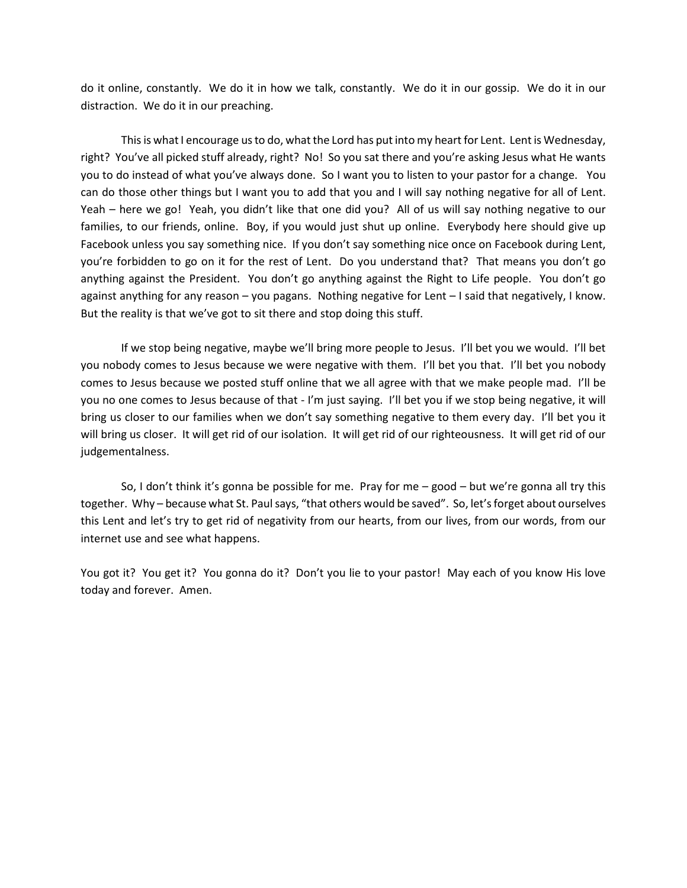do it online, constantly. We do it in how we talk, constantly. We do it in our gossip. We do it in our distraction. We do it in our preaching.

This is what I encourage us to do, what the Lord has put into my heart for Lent. Lent is Wednesday, right? You've all picked stuff already, right? No! So you sat there and you're asking Jesus what He wants you to do instead of what you've always done. So I want you to listen to your pastor for a change. You can do those other things but I want you to add that you and I will say nothing negative for all of Lent. Yeah – here we go! Yeah, you didn't like that one did you? All of us will say nothing negative to our families, to our friends, online. Boy, if you would just shut up online. Everybody here should give up Facebook unless you say something nice. If you don't say something nice once on Facebook during Lent, you're forbidden to go on it for the rest of Lent. Do you understand that? That means you don't go anything against the President. You don't go anything against the Right to Life people. You don't go against anything for any reason – you pagans. Nothing negative for Lent – I said that negatively, I know. But the reality is that we've got to sit there and stop doing this stuff.

If we stop being negative, maybe we'll bring more people to Jesus. I'll bet you we would. I'll bet you nobody comes to Jesus because we were negative with them. I'll bet you that. I'll bet you nobody comes to Jesus because we posted stuff online that we all agree with that we make people mad. I'll be you no one comes to Jesus because of that - I'm just saying. I'll bet you if we stop being negative, it will bring us closer to our families when we don't say something negative to them every day. I'll bet you it will bring us closer. It will get rid of our isolation. It will get rid of our righteousness. It will get rid of our judgementalness.

So, I don't think it's gonna be possible for me. Pray for me – good – but we're gonna all try this together. Why – because what St. Paul says, "that others would be saved". So, let's forget about ourselves this Lent and let's try to get rid of negativity from our hearts, from our lives, from our words, from our internet use and see what happens.

You got it? You get it? You gonna do it? Don't you lie to your pastor! May each of you know His love today and forever. Amen.